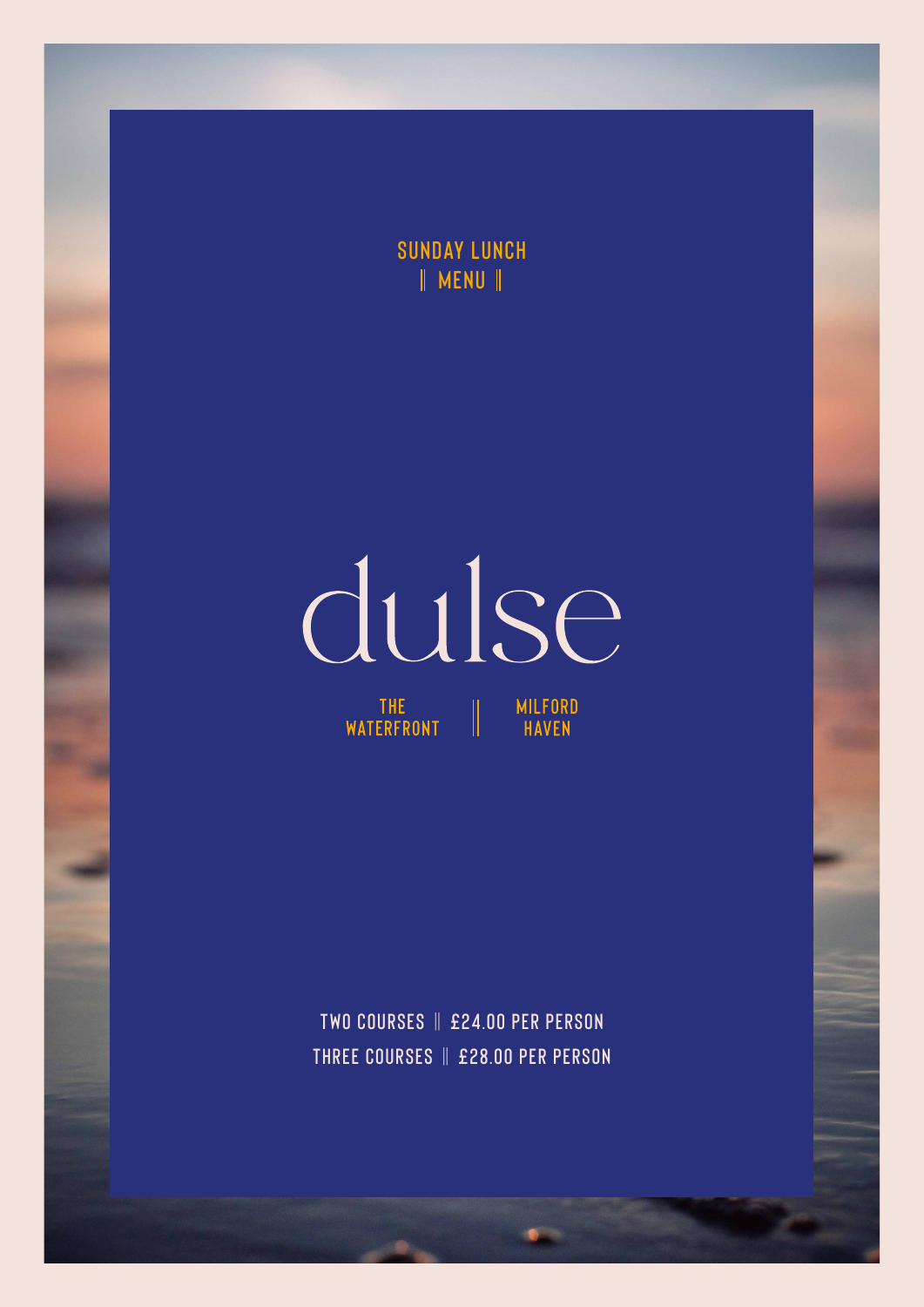SUNDAY LUNCH
‖ MENU ‖

# dulse

THE WATERFRONT ‖ MILFORD HAVEN

TWO COURSES ‖ £24.00 PER PERSON

THREE COURSES ‖ £28.00 PER PERSON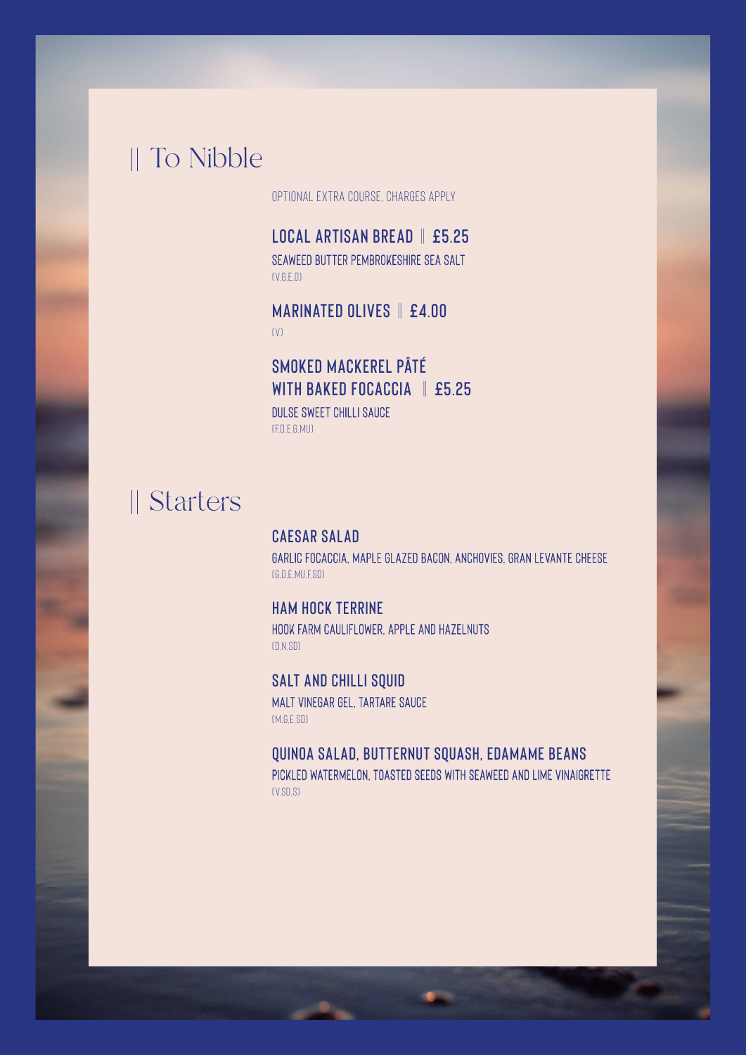## || To Nibble

OPTIONAL EXTRA COURSE, CHARGES APPLY

**LOCAL ARTISAN BREAD || £5.25**

SEAWEED BUTTER PEMBROKESHIRE SEA SALT

(V,G,E,D)

**MARINATED OLIVES || £4.00**

(V)

**SMOKED MACKEREL PÂTÉ WITH BAKED FOCACCIA || £5.25**

DULSE SWEET CHILLI SAUCE

(F,D,E,G,MU)

## || Starters

**CAESAR SALAD**

GARLIC FOCACCIA, MAPLE GLAZED BACON, ANCHOVIES, GRAN LEVANTE CHEESE

(G,D,E,MU,F,SD)

**HAM HOCK TERRINE**

HOOK FARM CAULIFLOWER, APPLE AND HAZELNUTS

(D,N,SD)

**SALT AND CHILLI SQUID**

MALT VINEGAR GEL, TARTARE SAUCE

(M,G,E,SD)

**QUINOA SALAD, BUTTERNUT SQUASH, EDAMAME BEANS**

PICKLED WATERMELON, TOASTED SEEDS WITH SEAWEED AND LIME VINAIGRETTE

(V,SD,S)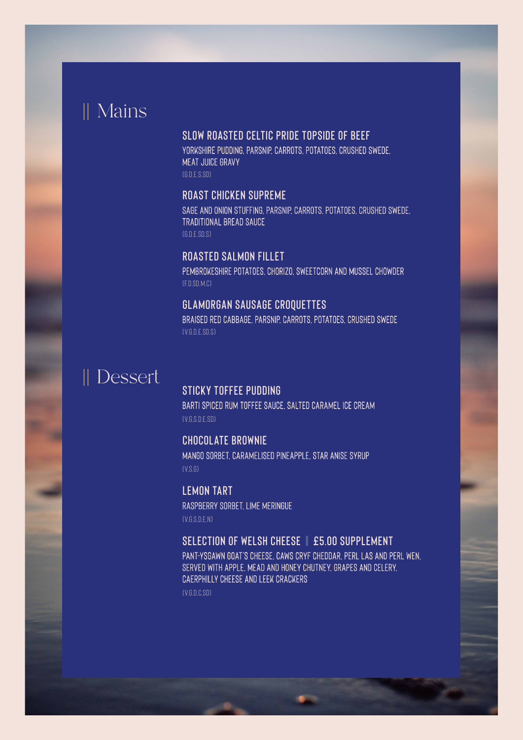## || Mains

### SLOW ROASTED CELTIC PRIDE TOPSIDE OF BEEF

YORKSHIRE PUDDING, PARSNIP, CARROTS, POTATOES, CRUSHED SWEDE, MEAT JUICE GRAVY

(G,D,E,S,SD)

### ROAST CHICKEN SUPREME

SAGE AND ONION STUFFING, PARSNIP, CARROTS, POTATOES, CRUSHED SWEDE, TRADITIONAL BREAD SAUCE

(G,D,E,SD,S)

### ROASTED SALMON FILLET

PEMBROKESHIRE POTATOES, CHORIZO, SWEETCORN AND MUSSEL CHOWDER

(F,D,SD,M,C)

### GLAMORGAN SAUSAGE CROQUETTES

BRAISED RED CABBAGE, PARSNIP, CARROTS, POTATOES, CRUSHED SWEDE

(V,G,D,E,SD,S)

## || Dessert

### STICKY TOFFEE PUDDING

BARTI SPICED RUM TOFFEE SAUCE, SALTED CARAMEL ICE CREAM

(V,G,S,D,E,SD)

### CHOCOLATE BROWNIE

MANGO SORBET, CARAMELISED PINEAPPLE, STAR ANISE SYRUP

(V,S,G)

### LEMON TART

RASPBERRY SORBET, LIME MERINGUE

(V,G,S,D,E,N)

### SELECTION OF WELSH CHEESE || £5.00 SUPPLEMENT

PANT-YSGAWN GOAT'S CHEESE, CAWS CRYF CHEDDAR, PERL LAS AND PERL WEN, SERVED WITH APPLE, MEAD AND HONEY CHUTNEY, GRAPES AND CELERY, CAERPHILLY CHEESE AND LEEK CRACKERS

(V,G,D,C,SD)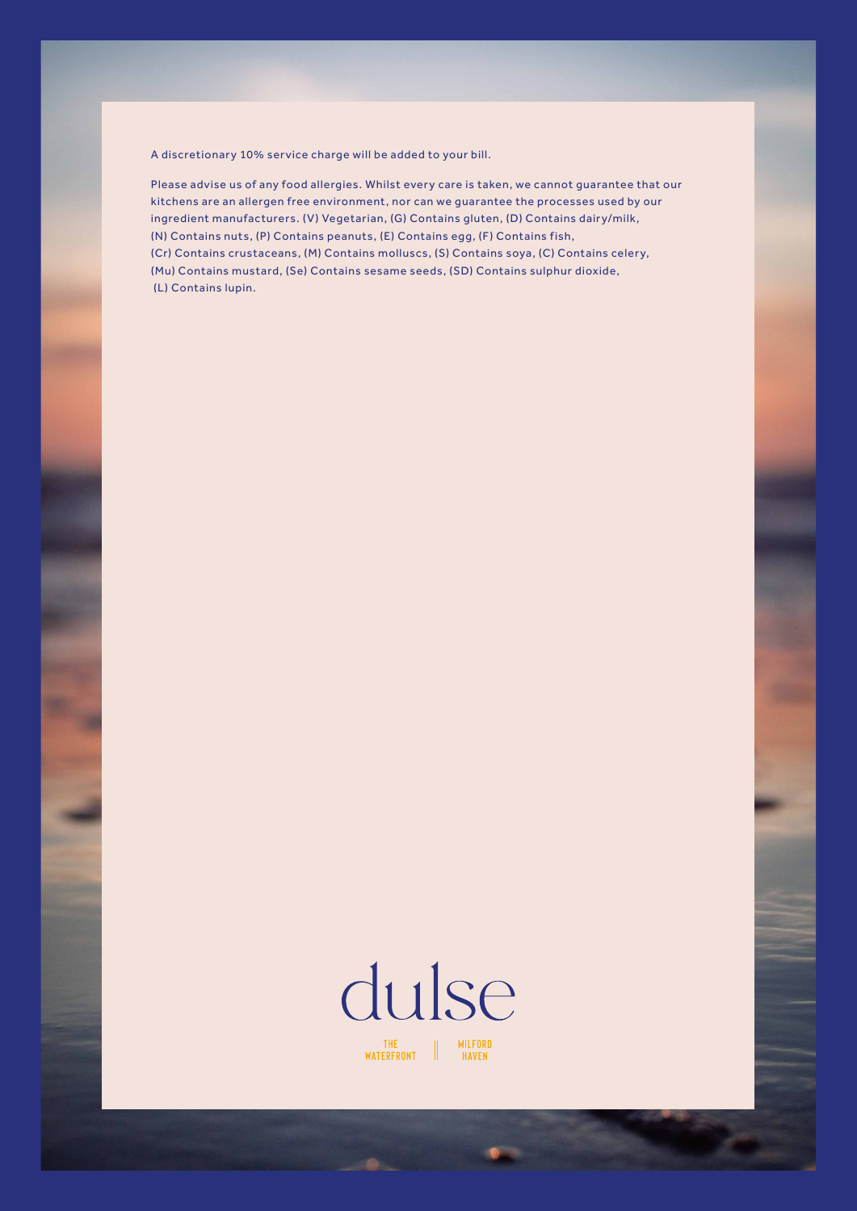A discretionary 10% service charge will be added to your bill.

Please advise us of any food allergies. Whilst every care is taken, we cannot guarantee that our kitchens are an allergen free environment, nor can we guarantee the processes used by our ingredient manufacturers. (V) Vegetarian, (G) Contains gluten, (D) Contains dairy/milk, (N) Contains nuts, (P) Contains peanuts, (E) Contains egg, (F) Contains fish, (Cr) Contains crustaceans, (M) Contains molluscs, (S) Contains soya, (C) Contains celery, (Mu) Contains mustard, (Se) Contains sesame seeds, (SD) Contains sulphur dioxide, (L) Contains lupin.

dulse

THE WATERFRONT | MILFORD HAVEN